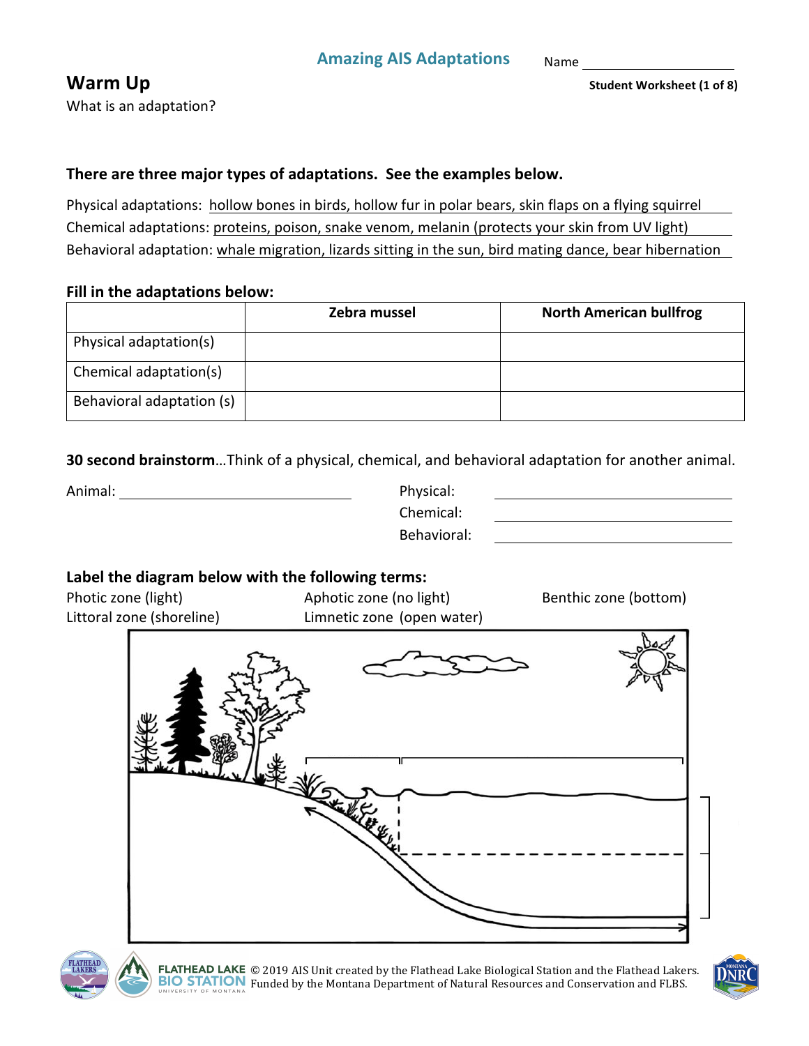## Amazing AIS Adaptations

Name ____________________

Student Worksheet (1 of 8)

## Warm Up

What is an adaptation?

**There are three major types of adaptations. See the examples below.**

Physical adaptations: hollow bones in birds, hollow fur in polar bears, skin flaps on a flying squirrel

Chemical adaptations: proteins, poison, snake venom, melanin (protects your skin from UV light)

Behavioral adaptation: whale migration, lizards sitting in the sun, bird mating dance, bear hibernation

**Fill in the adaptations below:**

| | Zebra mussel | North American bullfrog |
|---|---|---|
| Physical adaptation(s) | | |
| Chemical adaptation(s) | | |
| Behavioral adaptation (s) | | |

**30 second brainstorm**…Think of a physical, chemical, and behavioral adaptation for another animal.

Animal: ____________________

Physical: ____________________

Chemical: ____________________

Behavioral: ____________________

**Label the diagram below with the following terms:**

Photic zone (light) | Aphotic zone (no light) | Benthic zone (bottom)

Littoral zone (shoreline) | Limnetic zone (open water)

© 2019 AIS Unit created by the Flathead Lake Biological Station and the Flathead Lakers. Funded by the Montana Department of Natural Resources and Conservation and FLBS.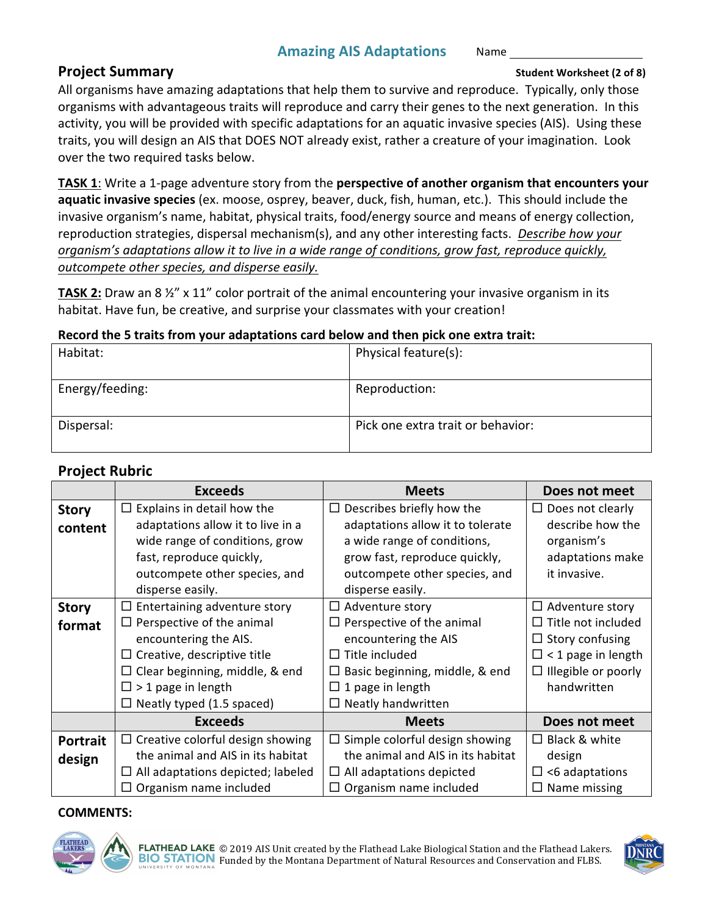# Amazing AIS Adaptations

Name ____________________

## Project Summary

All organisms have amazing adaptations that help them to survive and reproduce. Typically, only those organisms with advantageous traits will reproduce and carry their genes to the next generation. In this activity, you will be provided with specific adaptations for an aquatic invasive species (AIS). Using these traits, you will design an AIS that DOES NOT already exist, rather a creature of your imagination. Look over the two required tasks below.

**TASK 1**: Write a 1-page adventure story from the **perspective of another organism that encounters your aquatic invasive species** (ex. moose, osprey, beaver, duck, fish, human, etc.). This should include the invasive organism's name, habitat, physical traits, food/energy source and means of energy collection, reproduction strategies, dispersal mechanism(s), and any other interesting facts. *Describe how your organism's adaptations allow it to live in a wide range of conditions, grow fast, reproduce quickly, outcompete other species, and disperse easily.*

**TASK 2:** Draw an 8 ½" x 11" color portrait of the animal encountering your invasive organism in its habitat. Have fun, be creative, and surprise your classmates with your creation!

**Record the 5 traits from your adaptations card below and then pick one extra trait:**

| Habitat: | Physical feature(s): |
|---|---|
| Energy/feeding: | Reproduction: |
| Dispersal: | Pick one extra trait or behavior: |

## Project Rubric

| | Exceeds | Meets | Does not meet |
|---|---|---|---|
| **Story content** | ☐ Explains in detail how the adaptations allow it to live in a wide range of conditions, grow fast, reproduce quickly, outcompete other species, and disperse easily. | ☐ Describes briefly how the adaptations allow it to tolerate a wide range of conditions, grow fast, reproduce quickly, outcompete other species, and disperse easily. | ☐ Does not clearly describe how the organism's adaptations make it invasive. |
| **Story format** | ☐ Entertaining adventure story<br>☐ Perspective of the animal encountering the AIS.<br>☐ Creative, descriptive title<br>☐ Clear beginning, middle, & end<br>☐ > 1 page in length<br>☐ Neatly typed (1.5 spaced) | ☐ Adventure story<br>☐ Perspective of the animal encountering the AIS<br>☐ Title included<br>☐ Basic beginning, middle, & end<br>☐ 1 page in length<br>☐ Neatly handwritten | ☐ Adventure story<br>☐ Title not included<br>☐ Story confusing<br>☐ < 1 page in length<br>☐ Illegible or poorly handwritten |
| | **Exceeds** | **Meets** | **Does not meet** |
| **Portrait design** | ☐ Creative colorful design showing the animal and AIS in its habitat<br>☐ All adaptations depicted; labeled<br>☐ Organism name included | ☐ Simple colorful design showing the animal and AIS in its habitat<br>☐ All adaptations depicted<br>☐ Organism name included | ☐ Black & white design<br>☐ <6 adaptations<br>☐ Name missing |

**COMMENTS:**

© 2019 AIS Unit created by the Flathead Lake Biological Station and the Flathead Lakers. Funded by the Montana Department of Natural Resources and Conservation and FLBS.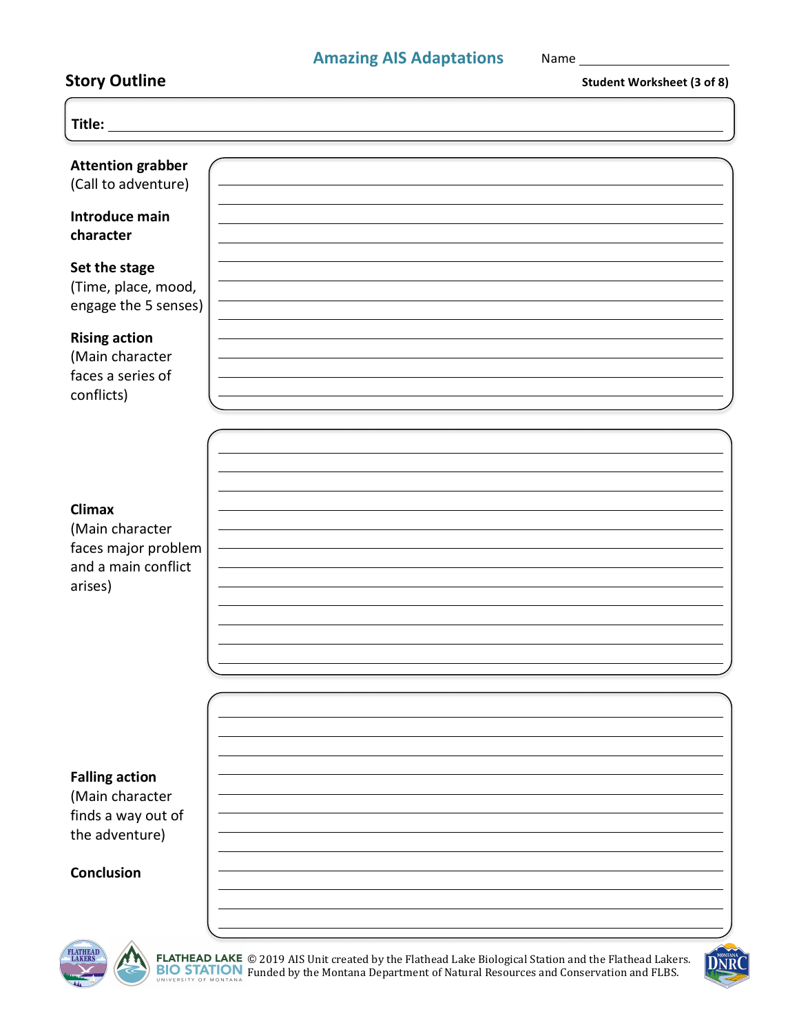## Amazing AIS Adaptations

Name ____________________

## Story Outline

**Student Worksheet (3 of 8)**

**Title:** ______________________________________________

**Attention grabber**
(Call to adventure)

**Introduce main character**

**Set the stage**
(Time, place, mood, engage the 5 senses)

**Rising action**
(Main character faces a series of conflicts)

______________________________________________
______________________________________________
______________________________________________
______________________________________________
______________________________________________
______________________________________________
______________________________________________
______________________________________________
______________________________________________
______________________________________________
______________________________________________
______________________________________________

**Climax**
(Main character faces major problem and a main conflict arises)

______________________________________________
______________________________________________
______________________________________________
______________________________________________
______________________________________________
______________________________________________
______________________________________________
______________________________________________
______________________________________________
______________________________________________
______________________________________________
______________________________________________

**Falling action**
(Main character finds a way out of the adventure)

**Conclusion**

______________________________________________
______________________________________________
______________________________________________
______________________________________________
______________________________________________
______________________________________________
______________________________________________
______________________________________________
______________________________________________
______________________________________________
______________________________________________
______________________________________________

FLATHEAD LAKE BIO STATION, UNIVERSITY OF MONTANA © 2019 AIS Unit created by the Flathead Lake Biological Station and the Flathead Lakers. Funded by the Montana Department of Natural Resources and Conservation and FLBS.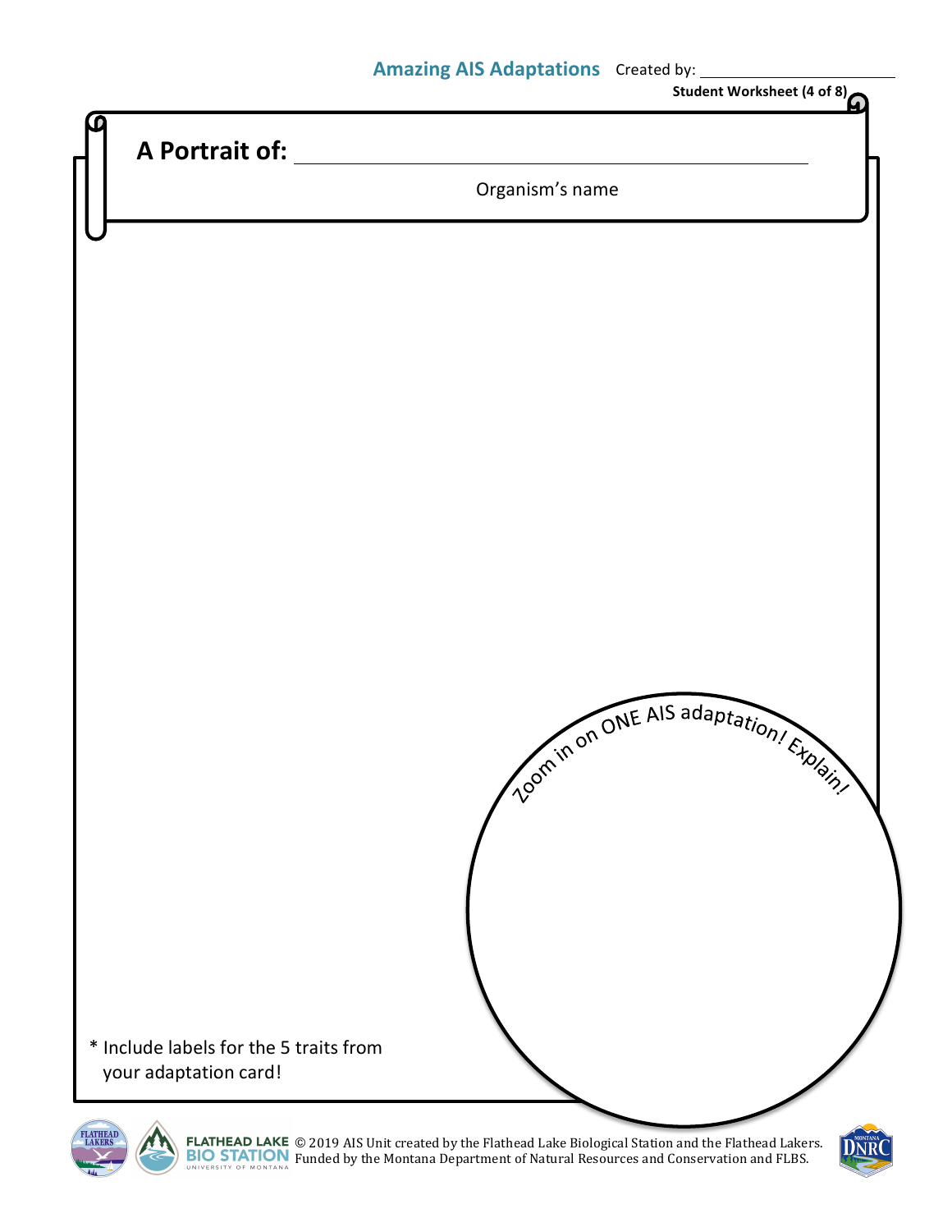**Amazing AIS Adaptations** Created by: ____________________

**Student Worksheet (4 of 8)**

## A Portrait of: ______________________________________

Organism's name

Zoom in on ONE AIS adaptation! Explain!

* Include labels for the 5 traits from your adaptation card!

FLATHEAD LAKE BIO STATION UNIVERSITY OF MONTANA © 2019 AIS Unit created by the Flathead Lake Biological Station and the Flathead Lakers. Funded by the Montana Department of Natural Resources and Conservation and FLBS.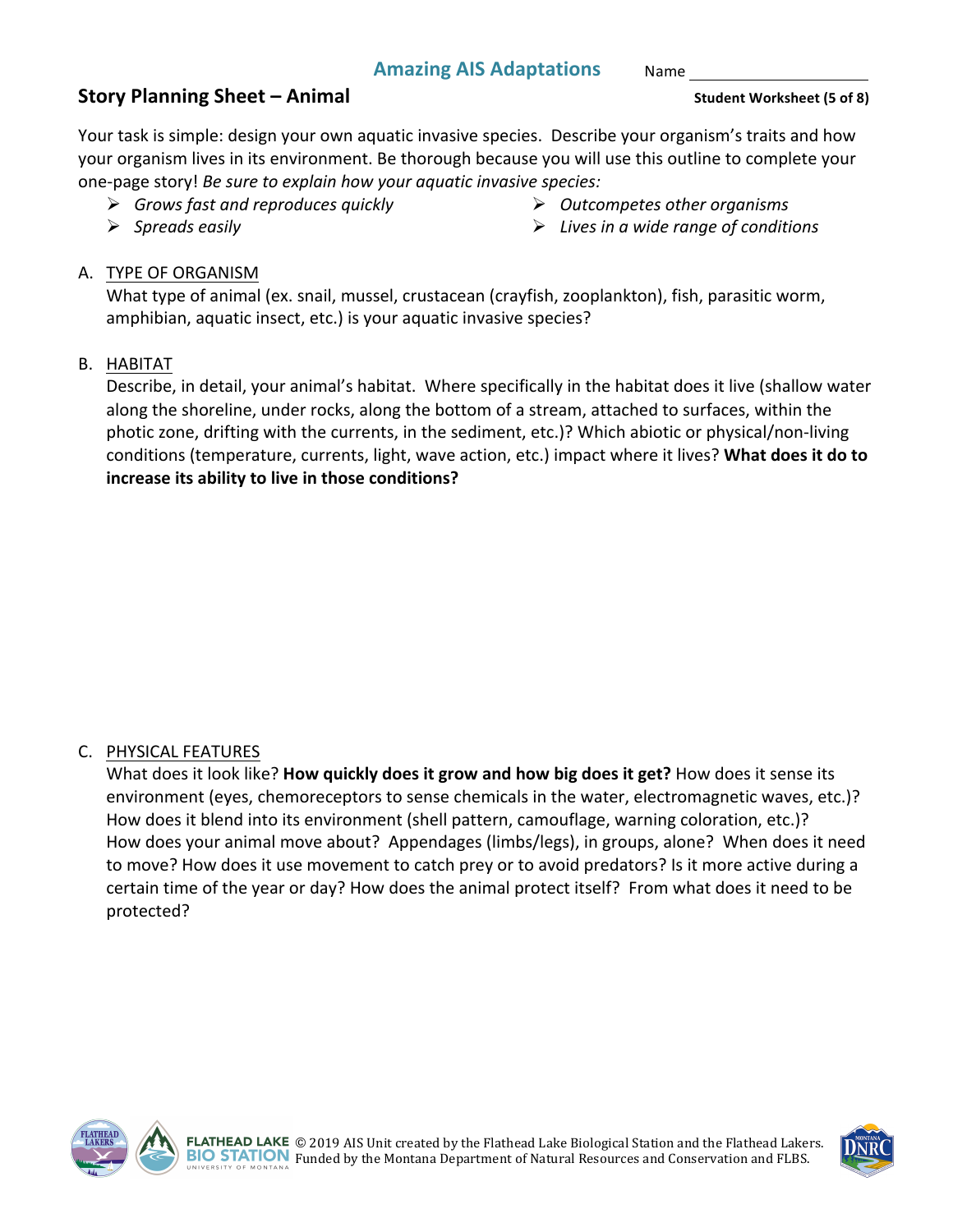## Amazing AIS Adaptations

Name ____________________

## Story Planning Sheet – Animal

Your task is simple: design your own aquatic invasive species. Describe your organism's traits and how your organism lives in its environment. Be thorough because you will use this outline to complete your one-page story! *Be sure to explain how your aquatic invasive species:*

- *Grows fast and reproduces quickly*
- *Spreads easily*
- *Outcompetes other organisms*
- *Lives in a wide range of conditions*

A. TYPE OF ORGANISM

What type of animal (ex. snail, mussel, crustacean (crayfish, zooplankton), fish, parasitic worm, amphibian, aquatic insect, etc.) is your aquatic invasive species?

B. HABITAT

Describe, in detail, your animal's habitat. Where specifically in the habitat does it live (shallow water along the shoreline, under rocks, along the bottom of a stream, attached to surfaces, within the photic zone, drifting with the currents, in the sediment, etc.)? Which abiotic or physical/non-living conditions (temperature, currents, light, wave action, etc.) impact where it lives? **What does it do to increase its ability to live in those conditions?**

C. PHYSICAL FEATURES

What does it look like? **How quickly does it grow and how big does it get?** How does it sense its environment (eyes, chemoreceptors to sense chemicals in the water, electromagnetic waves, etc.)? How does it blend into its environment (shell pattern, camouflage, warning coloration, etc.)? How does your animal move about? Appendages (limbs/legs), in groups, alone? When does it need to move? How does it use movement to catch prey or to avoid predators? Is it more active during a certain time of the year or day? How does the animal protect itself? From what does it need to be protected?

© 2019 AIS Unit created by the Flathead Lake Biological Station and the Flathead Lakers. Funded by the Montana Department of Natural Resources and Conservation and FLBS.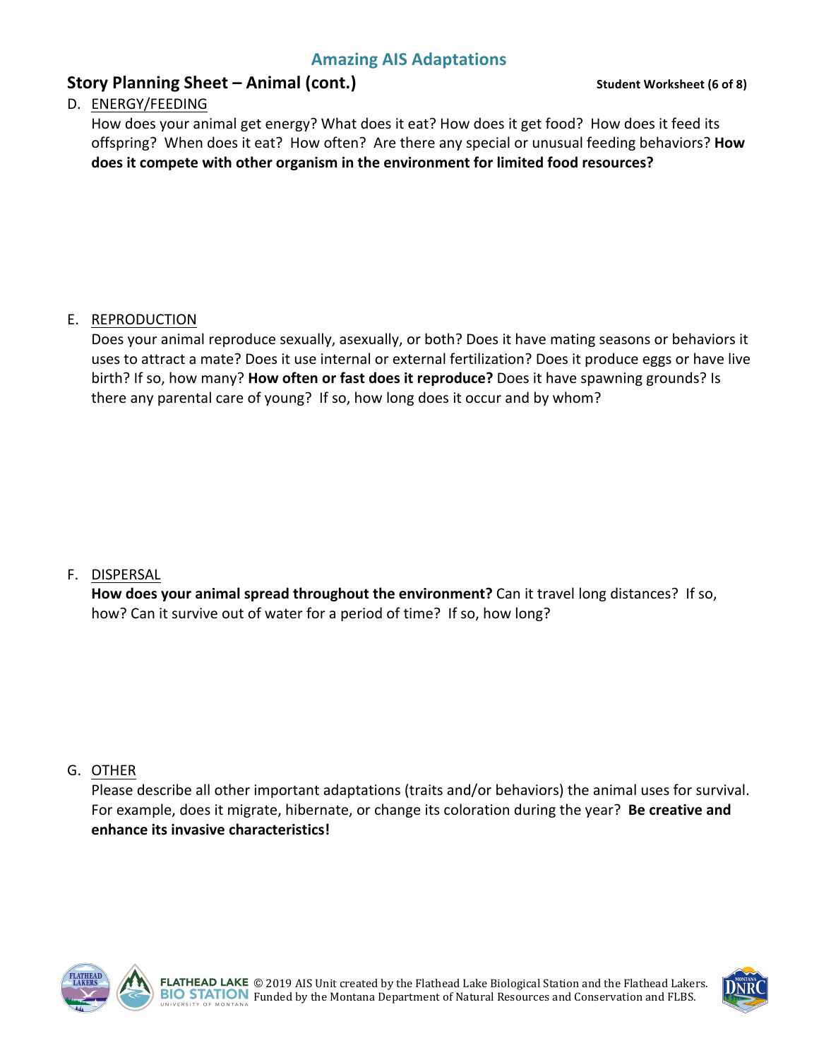## Amazing AIS Adaptations

### Story Planning Sheet – Animal (cont.)

D. ENERGY/FEEDING

How does your animal get energy? What does it eat? How does it get food? How does it feed its offspring? When does it eat? How often? Are there any special or unusual feeding behaviors? **How does it compete with other organism in the environment for limited food resources?**

E. REPRODUCTION

Does your animal reproduce sexually, asexually, or both? Does it have mating seasons or behaviors it uses to attract a mate? Does it use internal or external fertilization? Does it produce eggs or have live birth? If so, how many? **How often or fast does it reproduce?** Does it have spawning grounds? Is there any parental care of young? If so, how long does it occur and by whom?

F. DISPERSAL

**How does your animal spread throughout the environment?** Can it travel long distances? If so, how? Can it survive out of water for a period of time? If so, how long?

G. OTHER

Please describe all other important adaptations (traits and/or behaviors) the animal uses for survival. For example, does it migrate, hibernate, or change its coloration during the year? **Be creative and enhance its invasive characteristics!**

© 2019 AIS Unit created by the Flathead Lake Biological Station and the Flathead Lakers. Funded by the Montana Department of Natural Resources and Conservation and FLBS.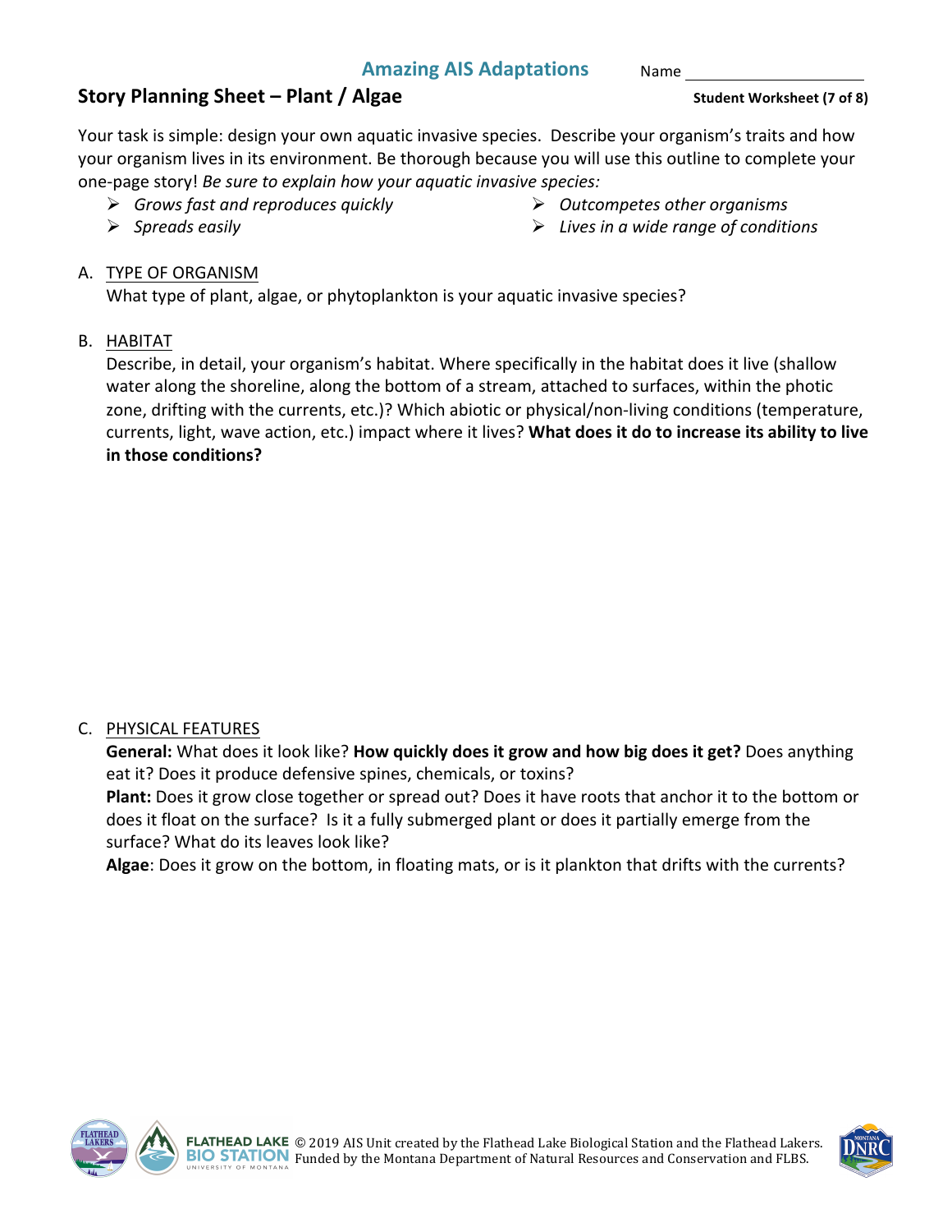## Amazing AIS Adaptations

Name ____________________

## Story Planning Sheet – Plant / Algae

Your task is simple: design your own aquatic invasive species. Describe your organism's traits and how your organism lives in its environment. Be thorough because you will use this outline to complete your one-page story! *Be sure to explain how your aquatic invasive species:*

- *Grows fast and reproduces quickly*
- *Spreads easily*
- *Outcompetes other organisms*
- *Lives in a wide range of conditions*

A. TYPE OF ORGANISM

What type of plant, algae, or phytoplankton is your aquatic invasive species?

B. HABITAT

Describe, in detail, your organism's habitat. Where specifically in the habitat does it live (shallow water along the shoreline, along the bottom of a stream, attached to surfaces, within the photic zone, drifting with the currents, etc.)? Which abiotic or physical/non-living conditions (temperature, currents, light, wave action, etc.) impact where it lives? **What does it do to increase its ability to live in those conditions?**

C. PHYSICAL FEATURES

**General:** What does it look like? **How quickly does it grow and how big does it get?** Does anything eat it? Does it produce defensive spines, chemicals, or toxins?

**Plant:** Does it grow close together or spread out? Does it have roots that anchor it to the bottom or does it float on the surface? Is it a fully submerged plant or does it partially emerge from the surface? What do its leaves look like?

**Algae**: Does it grow on the bottom, in floating mats, or is it plankton that drifts with the currents?

© 2019 AIS Unit created by the Flathead Lake Biological Station and the Flathead Lakers. Funded by the Montana Department of Natural Resources and Conservation and FLBS.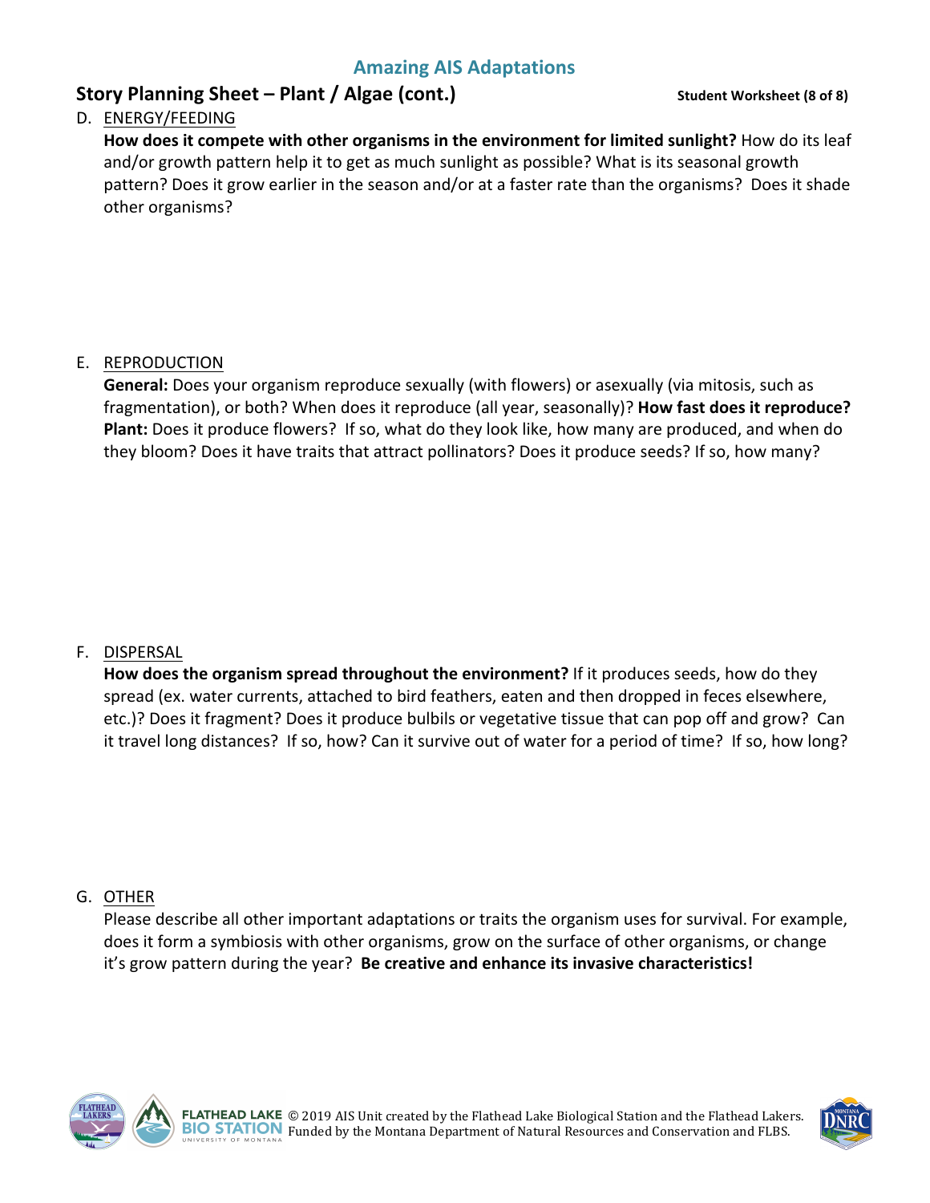## Amazing AIS Adaptations

### Story Planning Sheet – Plant / Algae (cont.)

D. <u>ENERGY/FEEDING</u>

**How does it compete with other organisms in the environment for limited sunlight?** How do its leaf and/or growth pattern help it to get as much sunlight as possible? What is its seasonal growth pattern? Does it grow earlier in the season and/or at a faster rate than the organisms? Does it shade other organisms?

E. <u>REPRODUCTION</u>

**General:** Does your organism reproduce sexually (with flowers) or asexually (via mitosis, such as fragmentation), or both? When does it reproduce (all year, seasonally)? **How fast does it reproduce?**
**Plant:** Does it produce flowers? If so, what do they look like, how many are produced, and when do they bloom? Does it have traits that attract pollinators? Does it produce seeds? If so, how many?

F. <u>DISPERSAL</u>

**How does the organism spread throughout the environment?** If it produces seeds, how do they spread (ex. water currents, attached to bird feathers, eaten and then dropped in feces elsewhere, etc.)? Does it fragment? Does it produce bulbils or vegetative tissue that can pop off and grow? Can it travel long distances? If so, how? Can it survive out of water for a period of time? If so, how long?

G. <u>OTHER</u>

Please describe all other important adaptations or traits the organism uses for survival. For example, does it form a symbiosis with other organisms, grow on the surface of other organisms, or change it's grow pattern during the year? **Be creative and enhance its invasive characteristics!**

© 2019 AIS Unit created by the Flathead Lake Biological Station and the Flathead Lakers. Funded by the Montana Department of Natural Resources and Conservation and FLBS.